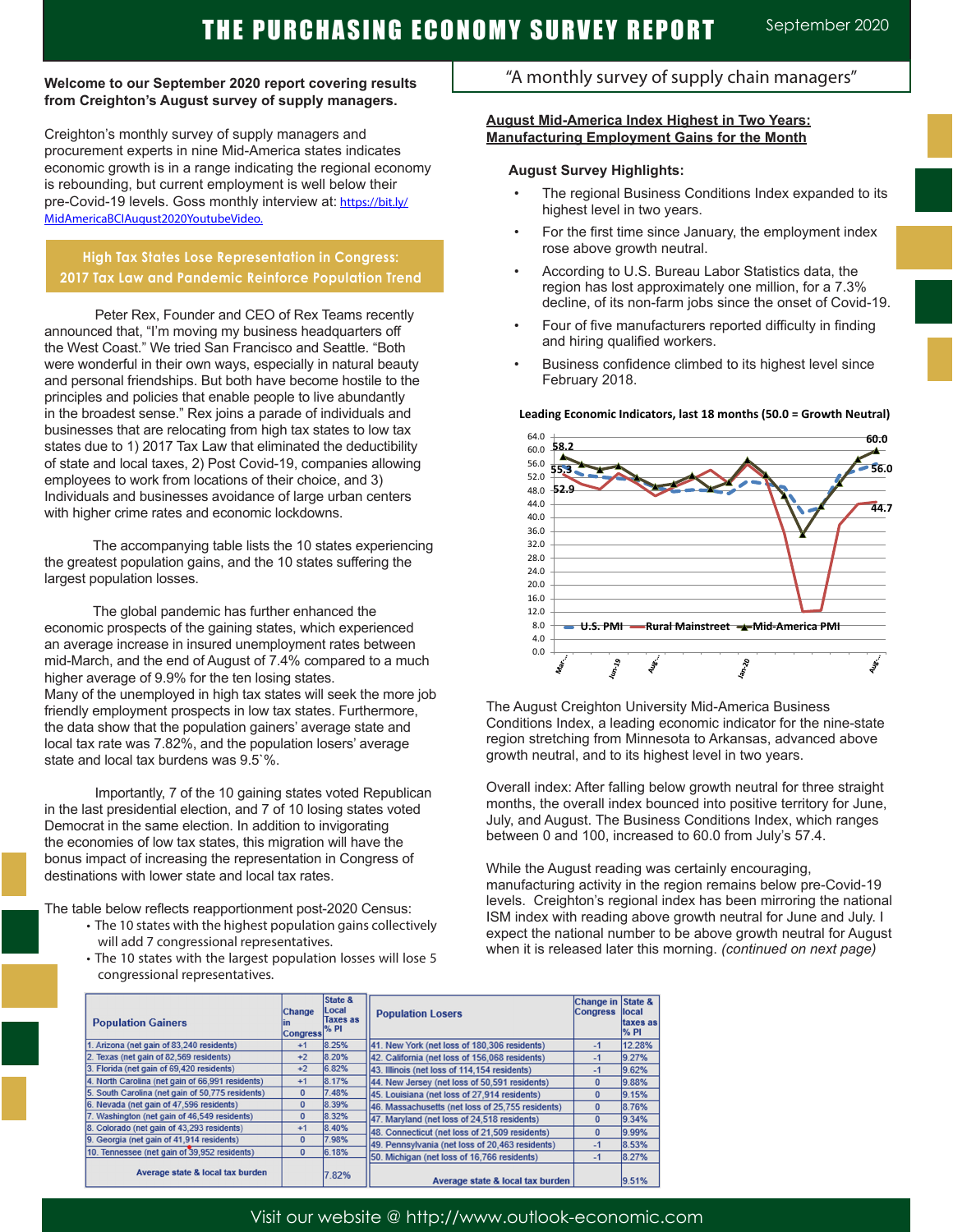# THE PURCHASING ECONOMY SURVEY REPORT

September 2020

"A monthly survey of supply chain managers"

**Welcome to our September 2020 report covering results from Creighton's August survey of supply managers.**

Creighton's monthly survey of supply managers and procurement experts in nine Mid-America states indicates economic growth is in a range indicating the regional economy is rebounding, but current employment is well below their pre-Covid-19 levels. Goss monthly interview at: https://bit.ly/MidAmericaBCIAugust2020YoutubeVideo.

## High Tax States Lose Representation in Congress: 2017 Tax Law and Pandemic Reinforce Population Trend

Peter Rex, Founder and CEO of Rex Teams recently announced that, "I'm moving my business headquarters off the West Coast." We tried San Francisco and Seattle. "Both were wonderful in their own ways, especially in natural beauty and personal friendships. But both have become hostile to the principles and policies that enable people to live abundantly in the broadest sense." Rex joins a parade of individuals and businesses that are relocating from high tax states to low tax states due to 1) 2017 Tax Law that eliminated the deductibility of state and local taxes, 2) Post Covid-19, companies allowing employees to work from locations of their choice, and 3) Individuals and businesses avoidance of large urban centers with higher crime rates and economic lockdowns.

The accompanying table lists the 10 states experiencing the greatest population gains, and the 10 states suffering the largest population losses.

The global pandemic has further enhanced the economic prospects of the gaining states, which experienced an average increase in insured unemployment rates between mid-March, and the end of August of 7.4% compared to a much higher average of 9.9% for the ten losing states. Many of the unemployed in high tax states will seek the more job friendly employment prospects in low tax states. Furthermore, the data show that the population gainers' average state and local tax rate was 7.82%, and the population losers' average state and local tax burdens was 9.5`%.

Importantly, 7 of the 10 gaining states voted Republican in the last presidential election, and 7 of 10 losing states voted Democrat in the same election. In addition to invigorating the economies of low tax states, this migration will have the bonus impact of increasing the representation in Congress of destinations with lower state and local tax rates.

The table below reflects reapportionment post-2020 Census:

- The 10 states with the highest population gains collectively will add 7 congressional representatives.
- The 10 states with the largest population losses will lose 5 congressional representatives.

## August Mid-America Index Highest in Two Years: Manufacturing Employment Gains for the Month

**August Survey Highlights:**

- The regional Business Conditions Index expanded to its highest level in two years.
- For the first time since January, the employment index rose above growth neutral.
- According to U.S. Bureau Labor Statistics data, the region has lost approximately one million, for a 7.3% decline, of its non-farm jobs since the onset of Covid-19.
- Four of five manufacturers reported difficulty in finding and hiring qualified workers.
- Business confidence climbed to its highest level since February 2018.

**Leading Economic Indicators, last 18 months (50.0 = Growth Neutral)**

The August Creighton University Mid-America Business Conditions Index, a leading economic indicator for the nine-state region stretching from Minnesota to Arkansas, advanced above growth neutral, and to its highest level in two years.

Overall index: After falling below growth neutral for three straight months, the overall index bounced into positive territory for June, July, and August. The Business Conditions Index, which ranges between 0 and 100, increased to 60.0 from July's 57.4.

While the August reading was certainly encouraging, manufacturing activity in the region remains below pre-Covid-19 levels. Creighton's regional index has been mirroring the national ISM index with reading above growth neutral for June and July. I expect the national number to be above growth neutral for August when it is released later this morning. *(continued on next page)*

| Population Gainers | Change in Congress | State & Local Taxes as % PI | Population Losers | Change in Congress | State & local taxes as % PI |
|---|---|---|---|---|---|
| 1. Arizona (net gain of 83,240 residents) | +1 | 8.25% | 41. New York (net loss of 180,306 residents) | -1 | 12.28% |
| 2. Texas (net gain of 82,569 residents) | +2 | 8.20% | 42. California (net loss of 156,068 residents) | -1 | 9.27% |
| 3. Florida (net gain of 69,420 residents) | +2 | 6.82% | 43. Illinois (net loss of 114,154 residents) | -1 | 9.62% |
| 4. North Carolina (net gain of 66,991 residents) | +1 | 8.17% | 44. New Jersey (net loss of 50,591 residents) | 0 | 9.88% |
| 5. South Carolina (net gain of 50,775 residents) | 0 | 7.48% | 45. Louisiana (net loss of 27,914 residents) | 0 | 9.15% |
| 6. Nevada (net gain of 47,596 residents) | 0 | 8.39% | 46. Massachusetts (net loss of 25,755 residents) | 0 | 8.76% |
| 7. Washington (net gain of 46,549 residents) | 0 | 8.32% | 47. Maryland (net loss of 24,518 residents) | 0 | 9.34% |
| 8. Colorado (net gain of 43,293 residents) | +1 | 8.40% | 48. Connecticut (net loss of 21,509 residents) | 0 | 9.99% |
| 9. Georgia (net gain of 41,914 residents) | 0 | 7.98% | 49. Pennsylvania (net loss of 20,463 residents) | -1 | 8.53% |
| 10. Tennessee (net gain of 39,952 residents) | 0 | 6.18% | 50. Michigan (net loss of 16,766 residents) | -1 | 8.27% |
| Average state & local tax burden | | 7.82% | Average state & local tax burden | | 9.51% |

Visit our website @ http://www.outlook-economic.com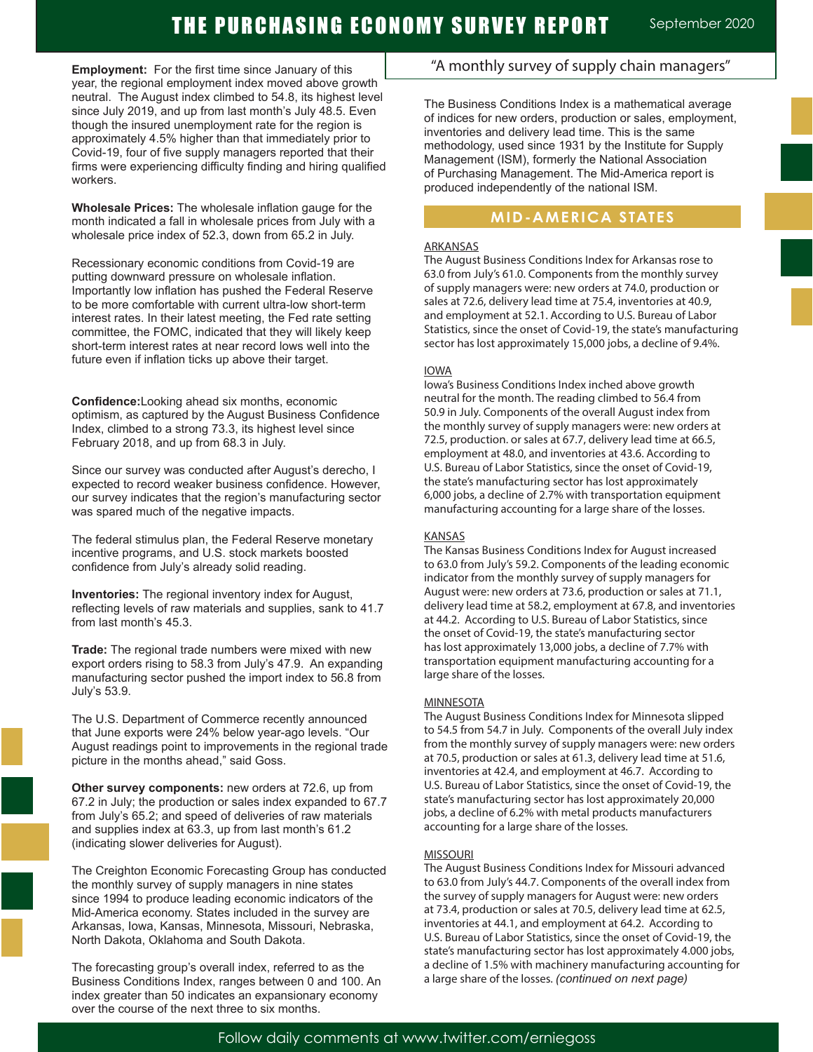**Employment:** For the first time since January of this year, the regional employment index moved above growth neutral. The August index climbed to 54.8, its highest level since July 2019, and up from last month's July 48.5. Even though the insured unemployment rate for the region is approximately 4.5% higher than that immediately prior to Covid-19, four of five supply managers reported that their firms were experiencing difficulty finding and hiring qualified workers.

**Wholesale Prices:** The wholesale inflation gauge for the month indicated a fall in wholesale prices from July with a wholesale price index of 52.3, down from 65.2 in July.

Recessionary economic conditions from Covid-19 are putting downward pressure on wholesale inflation. Importantly low inflation has pushed the Federal Reserve to be more comfortable with current ultra-low short-term interest rates. In their latest meeting, the Fed rate setting committee, the FOMC, indicated that they will likely keep short-term interest rates at near record lows well into the future even if inflation ticks up above their target.

**Confidence:**Looking ahead six months, economic optimism, as captured by the August Business Confidence Index, climbed to a strong 73.3, its highest level since February 2018, and up from 68.3 in July.

Since our survey was conducted after August's derecho, I expected to record weaker business confidence. However, our survey indicates that the region's manufacturing sector was spared much of the negative impacts.

The federal stimulus plan, the Federal Reserve monetary incentive programs, and U.S. stock markets boosted confidence from July's already solid reading.

**Inventories:** The regional inventory index for August, reflecting levels of raw materials and supplies, sank to 41.7 from last month's 45.3.

**Trade:** The regional trade numbers were mixed with new export orders rising to 58.3 from July's 47.9. An expanding manufacturing sector pushed the import index to 56.8 from July's 53.9.

The U.S. Department of Commerce recently announced that June exports were 24% below year-ago levels. "Our August readings point to improvements in the regional trade picture in the months ahead," said Goss.

**Other survey components:** new orders at 72.6, up from 67.2 in July; the production or sales index expanded to 67.7 from July's 65.2; and speed of deliveries of raw materials and supplies index at 63.3, up from last month's 61.2 (indicating slower deliveries for August).

The Creighton Economic Forecasting Group has conducted the monthly survey of supply managers in nine states since 1994 to produce leading economic indicators of the Mid-America economy. States included in the survey are Arkansas, Iowa, Kansas, Minnesota, Missouri, Nebraska, North Dakota, Oklahoma and South Dakota.

The forecasting group's overall index, referred to as the Business Conditions Index, ranges between 0 and 100. An index greater than 50 indicates an expansionary economy over the course of the next three to six months.

"A monthly survey of supply chain managers"

The Business Conditions Index is a mathematical average of indices for new orders, production or sales, employment, inventories and delivery lead time. This is the same methodology, used since 1931 by the Institute for Supply Management (ISM), formerly the National Association of Purchasing Management. The Mid-America report is produced independently of the national ISM.

## MID-AMERICA STATES

### ARKANSAS

The August Business Conditions Index for Arkansas rose to 63.0 from July's 61.0. Components from the monthly survey of supply managers were: new orders at 74.0, production or sales at 72.6, delivery lead time at 75.4, inventories at 40.9, and employment at 52.1. According to U.S. Bureau of Labor Statistics, since the onset of Covid-19, the state's manufacturing sector has lost approximately 15,000 jobs, a decline of 9.4%.

### IOWA

Iowa's Business Conditions Index inched above growth neutral for the month. The reading climbed to 56.4 from 50.9 in July. Components of the overall August index from the monthly survey of supply managers were: new orders at 72.5, production. or sales at 67.7, delivery lead time at 66.5, employment at 48.0, and inventories at 43.6. According to U.S. Bureau of Labor Statistics, since the onset of Covid-19, the state's manufacturing sector has lost approximately 6,000 jobs, a decline of 2.7% with transportation equipment manufacturing accounting for a large share of the losses.

### KANSAS

The Kansas Business Conditions Index for August increased to 63.0 from July's 59.2. Components of the leading economic indicator from the monthly survey of supply managers for August were: new orders at 73.6, production or sales at 71.1, delivery lead time at 58.2, employment at 67.8, and inventories at 44.2. According to U.S. Bureau of Labor Statistics, since the onset of Covid-19, the state's manufacturing sector has lost approximately 13,000 jobs, a decline of 7.7% with transportation equipment manufacturing accounting for a large share of the losses.

### MINNESOTA

The August Business Conditions Index for Minnesota slipped to 54.5 from 54.7 in July. Components of the overall July index from the monthly survey of supply managers were: new orders at 70.5, production or sales at 61.3, delivery lead time at 51.6, inventories at 42.4, and employment at 46.7. According to U.S. Bureau of Labor Statistics, since the onset of Covid-19, the state's manufacturing sector has lost approximately 20,000 jobs, a decline of 6.2% with metal products manufacturers accounting for a large share of the losses.

### MISSOURI

The August Business Conditions Index for Missouri advanced to 63.0 from July's 44.7. Components of the overall index from the survey of supply managers for August were: new orders at 73.4, production or sales at 70.5, delivery lead time at 62.5, inventories at 44.1, and employment at 64.2. According to U.S. Bureau of Labor Statistics, since the onset of Covid-19, the state's manufacturing sector has lost approximately 4.000 jobs, a decline of 1.5% with machinery manufacturing accounting for a large share of the losses. *(continued on next page)*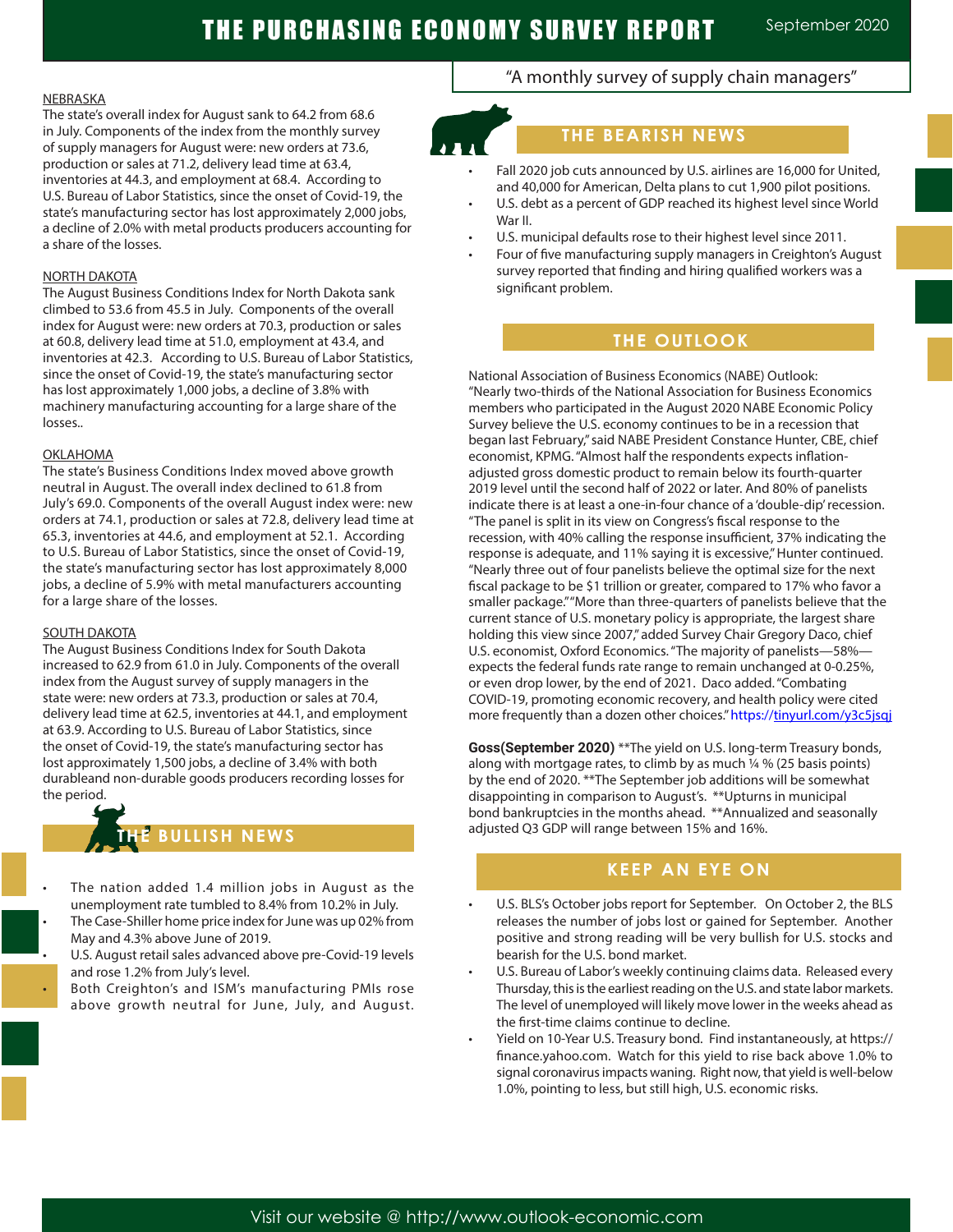# THE PURCHASING ECONOMY SURVEY REPORT

September 2020

"A monthly survey of supply chain managers"

### NEBRASKA

The state's overall index for August sank to 64.2 from 68.6 in July. Components of the index from the monthly survey of supply managers for August were: new orders at 73.6, production or sales at 71.2, delivery lead time at 63.4, inventories at 44.3, and employment at 68.4. According to U.S. Bureau of Labor Statistics, since the onset of Covid-19, the state's manufacturing sector has lost approximately 2,000 jobs, a decline of 2.0% with metal products producers accounting for a share of the losses.

### NORTH DAKOTA

The August Business Conditions Index for North Dakota sank climbed to 53.6 from 45.5 in July. Components of the overall index for August were: new orders at 70.3, production or sales at 60.8, delivery lead time at 51.0, employment at 43.4, and inventories at 42.3. According to U.S. Bureau of Labor Statistics, since the onset of Covid-19, the state's manufacturing sector has lost approximately 1,000 jobs, a decline of 3.8% with machinery manufacturing accounting for a large share of the losses..

### OKLAHOMA

The state's Business Conditions Index moved above growth neutral in August. The overall index declined to 61.8 from July's 69.0. Components of the overall August index were: new orders at 74.1, production or sales at 72.8, delivery lead time at 65.3, inventories at 44.6, and employment at 52.1. According to U.S. Bureau of Labor Statistics, since the onset of Covid-19, the state's manufacturing sector has lost approximately 8,000 jobs, a decline of 5.9% with metal manufacturers accounting for a large share of the losses.

### SOUTH DAKOTA

The August Business Conditions Index for South Dakota increased to 62.9 from 61.0 in July. Components of the overall index from the August survey of supply managers in the state were: new orders at 73.3, production or sales at 70.4, delivery lead time at 62.5, inventories at 44.1, and employment at 63.9. According to U.S. Bureau of Labor Statistics, since the onset of Covid-19, the state's manufacturing sector has lost approximately 1,500 jobs, a decline of 3.4% with both durableand non-durable goods producers recording losses for the period.

## THE BULLISH NEWS

- The nation added 1.4 million jobs in August as the unemployment rate tumbled to 8.4% from 10.2% in July.
- The Case-Shiller home price index for June was up 02% from May and 4.3% above June of 2019.
- U.S. August retail sales advanced above pre-Covid-19 levels and rose 1.2% from July's level.
- Both Creighton's and ISM's manufacturing PMIs rose above growth neutral for June, July, and August.

## THE BEARISH NEWS

- Fall 2020 job cuts announced by U.S. airlines are 16,000 for United, and 40,000 for American, Delta plans to cut 1,900 pilot positions.
- U.S. debt as a percent of GDP reached its highest level since World War II.
- U.S. municipal defaults rose to their highest level since 2011.
- Four of five manufacturing supply managers in Creighton's August survey reported that finding and hiring qualified workers was a significant problem.

## THE OUTLOOK

National Association of Business Economics (NABE) Outlook: "Nearly two-thirds of the National Association for Business Economics members who participated in the August 2020 NABE Economic Policy Survey believe the U.S. economy continues to be in a recession that began last February," said NABE President Constance Hunter, CBE, chief economist, KPMG. "Almost half the respondents expects inflation-adjusted gross domestic product to remain below its fourth-quarter 2019 level until the second half of 2022 or later. And 80% of panelists indicate there is at least a one-in-four chance of a 'double-dip' recession. "The panel is split in its view on Congress's fiscal response to the recession, with 40% calling the response insufficient, 37% indicating the response is adequate, and 11% saying it is excessive," Hunter continued. "Nearly three out of four panelists believe the optimal size for the next fiscal package to be $1 trillion or greater, compared to 17% who favor a smaller package." "More than three-quarters of panelists believe that the current stance of U.S. monetary policy is appropriate, the largest share holding this view since 2007," added Survey Chair Gregory Daco, chief U.S. economist, Oxford Economics. "The majority of panelists—58%—expects the federal funds rate range to remain unchanged at 0-0.25%, or even drop lower, by the end of 2021. Daco added. "Combating COVID-19, promoting economic recovery, and health policy were cited more frequently than a dozen other choices." https://tinyurl.com/y3c5jsqj

**Goss(September 2020)** **The yield on U.S. long-term Treasury bonds, along with mortgage rates, to climb by as much ¼ % (25 basis points) by the end of 2020. **The September job additions will be somewhat disappointing in comparison to August's. **Upturns in municipal bond bankruptcies in the months ahead. **Annualized and seasonally adjusted Q3 GDP will range between 15% and 16%.

## KEEP AN EYE ON

- U.S. BLS's October jobs report for September. On October 2, the BLS releases the number of jobs lost or gained for September. Another positive and strong reading will be very bullish for U.S. stocks and bearish for the U.S. bond market.
- U.S. Bureau of Labor's weekly continuing claims data. Released every Thursday, this is the earliest reading on the U.S. and state labor markets. The level of unemployed will likely move lower in the weeks ahead as the first-time claims continue to decline.
- Yield on 10-Year U.S. Treasury bond. Find instantaneously, at https://finance.yahoo.com. Watch for this yield to rise back above 1.0% to signal coronavirus impacts waning. Right now, that yield is well-below 1.0%, pointing to less, but still high, U.S. economic risks.

Visit our website @ http://www.outlook-economic.com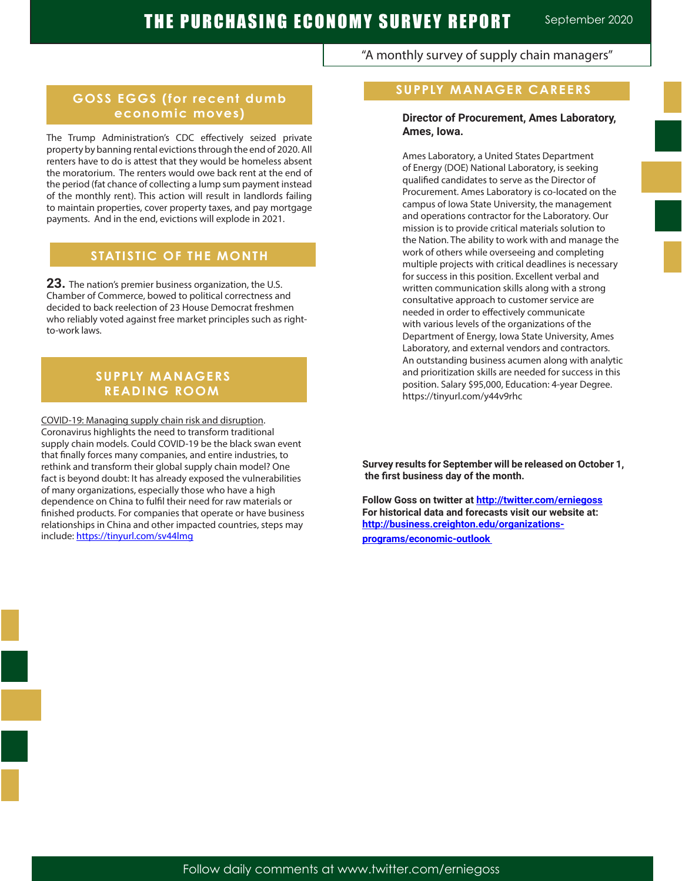## GOSS EGGS (for recent dumb economic moves)

The Trump Administration's CDC effectively seized private property by banning rental evictions through the end of 2020. All renters have to do is attest that they would be homeless absent the moratorium. The renters would owe back rent at the end of the period (fat chance of collecting a lump sum payment instead of the monthly rent). This action will result in landlords failing to maintain properties, cover property taxes, and pay mortgage payments. And in the end, evictions will explode in 2021.

## STATISTIC OF THE MONTH

**23.** The nation's premier business organization, the U.S. Chamber of Commerce, bowed to political correctness and decided to back reelection of 23 House Democrat freshmen who reliably voted against free market principles such as right-to-work laws.

## SUPPLY MANAGERS READING ROOM

COVID-19: Managing supply chain risk and disruption. Coronavirus highlights the need to transform traditional supply chain models. Could COVID-19 be the black swan event that finally forces many companies, and entire industries, to rethink and transform their global supply chain model? One fact is beyond doubt: It has already exposed the vulnerabilities of many organizations, especially those who have a high dependence on China to fulfil their need for raw materials or finished products. For companies that operate or have business relationships in China and other impacted countries, steps may include: https://tinyurl.com/sv44lmg

## SUPPLY MANAGER CAREERS

**Director of Procurement, Ames Laboratory, Ames, Iowa.**

Ames Laboratory, a United States Department of Energy (DOE) National Laboratory, is seeking qualified candidates to serve as the Director of Procurement. Ames Laboratory is co-located on the campus of Iowa State University, the management and operations contractor for the Laboratory. Our mission is to provide critical materials solution to the Nation. The ability to work with and manage the work of others while overseeing and completing multiple projects with critical deadlines is necessary for success in this position. Excellent verbal and written communication skills along with a strong consultative approach to customer service are needed in order to effectively communicate with various levels of the organizations of the Department of Energy, Iowa State University, Ames Laboratory, and external vendors and contractors. An outstanding business acumen along with analytic and prioritization skills are needed for success in this position. Salary $95,000, Education: 4-year Degree. https://tinyurl.com/y44v9rhc

**Survey results for September will be released on October 1, the first business day of the month.**

**Follow Goss on twitter at http://twitter.com/erniegoss**
**For historical data and forecasts visit our website at: http://business.creighton.edu/organizations-programs/economic-outlook**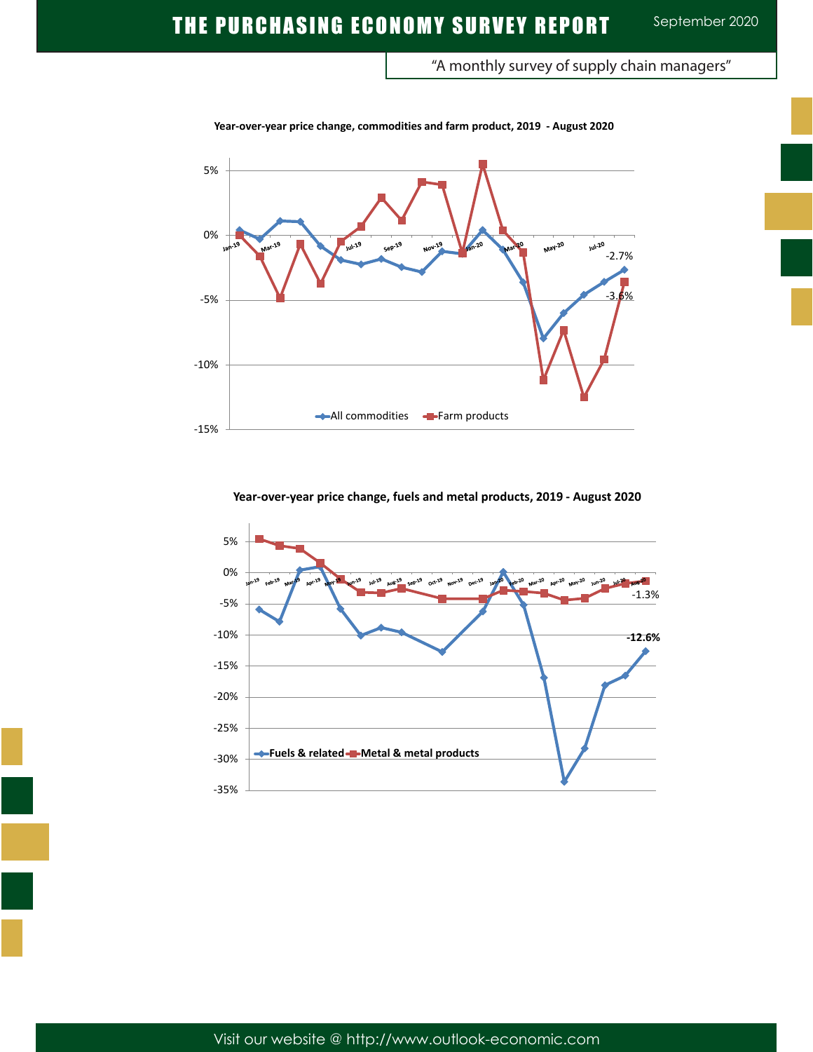# THE PURCHASING ECONOMY SURVEY REPORT

September 2020

"A monthly survey of supply chain managers"

**Year-over-year price change, commodities and farm product, 2019 - August 2020**

5%
0%
-5%
-10%
-15%

Jan-19 Mar-19 Jul-19 Sep-19 Nov-19 Jan-20 Mar-20 May-20 Jul-20

-2.7%
-3.6%

All commodities    Farm products

**Year-over-year price change, fuels and metal products, 2019 - August 2020**

5%
0%
-5%
-10%
-15%
-20%
-25%
-30%
-35%

Jan-19 Feb-19 Mar-19 Apr-19 May-19 Jun-19 Jul-19 Aug-19 Sep-19 Oct-19 Nov-19 Dec-19 Jan-20 Feb-20 Mar-20 Apr-20 May-20 Jun-20 Jul-20 Aug-20

-1.3%
-12.6%

Fuels & related    Metal & metal products

Visit our website @ http://www.outlook-economic.com